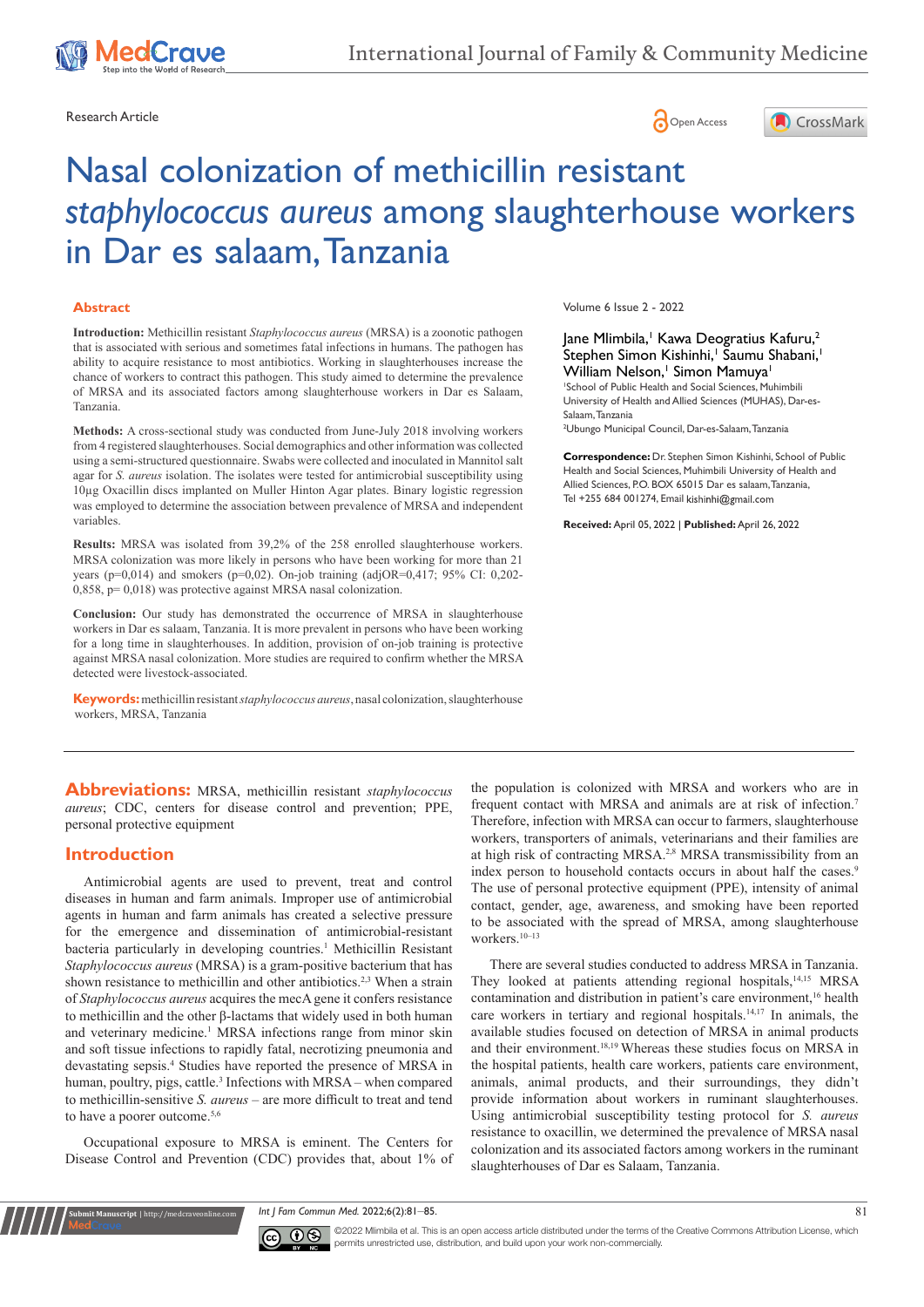Research Article

Open Access

# Nasal colonization of methicillin resistant *staphylococcus aureus* among slaughterhouse workers in Dar es salaam, Tanzania

Volume 6 Issue 2 - 2022

Jane Mlimbila,[1] Kawa Deogratius Kafuru,[2] Stephen Simon Kishinhi,[1] Saumu Shabani,[1] William Nelson,[1] Simon Mamuya[1]

[1]School of Public Health and Social Sciences, Muhimbili University of Health and Allied Sciences (MUHAS), Dar-es-Salaam, Tanzania

[2]Ubungo Municipal Council, Dar-es-Salaam, Tanzania

**Correspondence:** Dr. Stephen Simon Kishinhi, School of Public Health and Social Sciences, Muhimbili University of Health and Allied Sciences, P.O. BOX 65015 Dar es salaam, Tanzania, Tel +255 684 001274, Email kishinhi@gmail.com

**Received:** April 05, 2022 | **Published:** April 26, 2022

## Abstract

**Introduction:** Methicillin resistant *Staphylococcus aureus* (MRSA) is a zoonotic pathogen that is associated with serious and sometimes fatal infections in humans. The pathogen has ability to acquire resistance to most antibiotics. Working in slaughterhouses increase the chance of workers to contract this pathogen. This study aimed to determine the prevalence of MRSA and its associated factors among slaughterhouse workers in Dar es Salaam, Tanzania.

**Methods:** A cross-sectional study was conducted from June-July 2018 involving workers from 4 registered slaughterhouses. Social demographics and other information was collected using a semi-structured questionnaire. Swabs were collected and inoculated in Mannitol salt agar for *S. aureus* isolation. The isolates were tested for antimicrobial susceptibility using 10µg Oxacillin discs implanted on Muller Hinton Agar plates. Binary logistic regression was employed to determine the association between prevalence of MRSA and independent variables.

**Results:** MRSA was isolated from 39,2% of the 258 enrolled slaughterhouse workers. MRSA colonization was more likely in persons who have been working for more than 21 years (p=0,014) and smokers (p=0,02). On-job training (adjOR=0,417; 95% CI: 0,202-0,858, p= 0,018) was protective against MRSA nasal colonization.

**Conclusion:** Our study has demonstrated the occurrence of MRSA in slaughterhouse workers in Dar es salaam, Tanzania. It is more prevalent in persons who have been working for a long time in slaughterhouses. In addition, provision of on-job training is protective against MRSA nasal colonization. More studies are required to confirm whether the MRSA detected were livestock-associated.

**Keywords:** methicillin resistant *staphylococcus aureus*, nasal colonization, slaughterhouse workers, MRSA, Tanzania

**Abbreviations:** MRSA, methicillin resistant *staphylococcus aureus*; CDC, centers for disease control and prevention; PPE, personal protective equipment

## Introduction

Antimicrobial agents are used to prevent, treat and control diseases in human and farm animals. Improper use of antimicrobial agents in human and farm animals has created a selective pressure for the emergence and dissemination of antimicrobial-resistant bacteria particularly in developing countries.[1] Methicillin Resistant *Staphylococcus aureus* (MRSA) is a gram-positive bacterium that has shown resistance to methicillin and other antibiotics.[2,3] When a strain of *Staphylococcus aureus* acquires the mecA gene it confers resistance to methicillin and the other β-lactams that widely used in both human and veterinary medicine.[1] MRSA infections range from minor skin and soft tissue infections to rapidly fatal, necrotizing pneumonia and devastating sepsis.[4] Studies have reported the presence of MRSA in human, poultry, pigs, cattle.[3] Infections with MRSA – when compared to methicillin-sensitive *S. aureus* – are more difficult to treat and tend to have a poorer outcome.[5,6]

Occupational exposure to MRSA is eminent. The Centers for Disease Control and Prevention (CDC) provides that, about 1% of the population is colonized with MRSA and workers who are in frequent contact with MRSA and animals are at risk of infection.[7] Therefore, infection with MRSA can occur to farmers, slaughterhouse workers, transporters of animals, veterinarians and their families are at high risk of contracting MRSA.[2,8] MRSA transmissibility from an index person to household contacts occurs in about half the cases.[9] The use of personal protective equipment (PPE), intensity of animal contact, gender, age, awareness, and smoking have been reported to be associated with the spread of MRSA, among slaughterhouse workers.[10–13]

There are several studies conducted to address MRSA in Tanzania. They looked at patients attending regional hospitals,[14,15] MRSA contamination and distribution in patient's care environment,[16] health care workers in tertiary and regional hospitals.[14,17] In animals, the available studies focused on detection of MRSA in animal products and their environment.[18,19] Whereas these studies focus on MRSA in the hospital patients, health care workers, patients care environment, animals, animal products, and their surroundings, they didn't provide information about workers in ruminant slaughterhouses. Using antimicrobial susceptibility testing protocol for *S. aureus* resistance to oxacillin, we determined the prevalence of MRSA nasal colonization and its associated factors among workers in the ruminant slaughterhouses of Dar es Salaam, Tanzania.

©2022 Mlimbila et al. This is an open access article distributed under the terms of the Creative Commons Attribution License, which permits unrestricted use, distribution, and build upon your work non-commercially.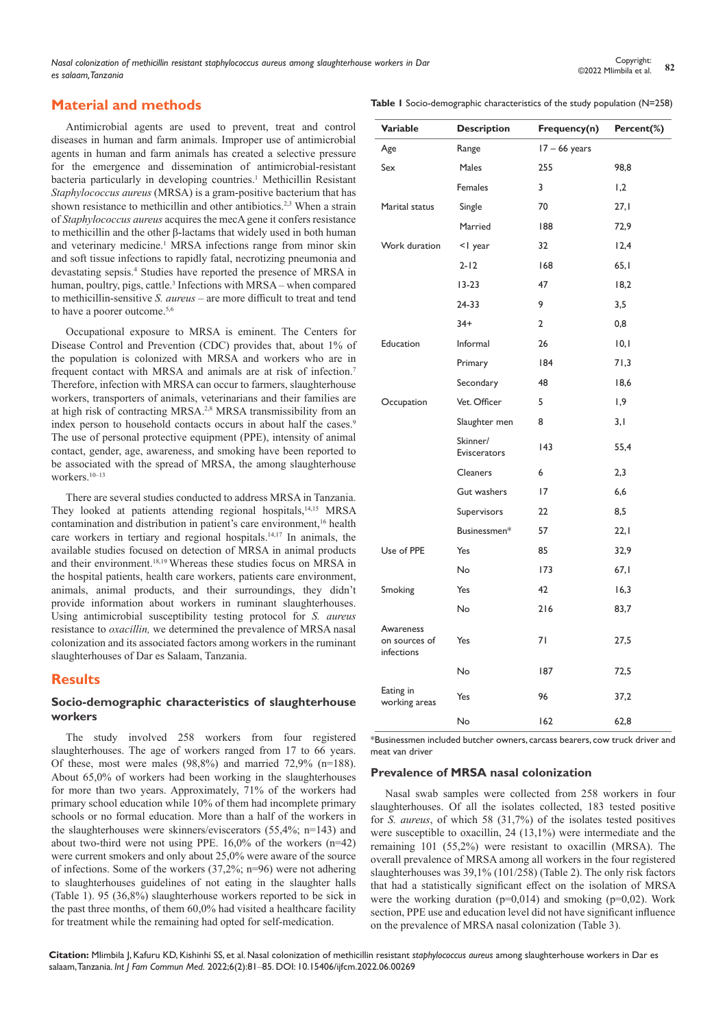## Material and methods

Antimicrobial agents are used to prevent, treat and control diseases in human and farm animals. Improper use of antimicrobial agents in human and farm animals has created a selective pressure for the emergence and dissemination of antimicrobial-resistant bacteria particularly in developing countries.[1] Methicillin Resistant *Staphylococcus aureus* (MRSA) is a gram-positive bacterium that has shown resistance to methicillin and other antibiotics.[2,3] When a strain of *Staphylococcus aureus* acquires the mecA gene it confers resistance to methicillin and the other β-lactams that widely used in both human and veterinary medicine.[1] MRSA infections range from minor skin and soft tissue infections to rapidly fatal, necrotizing pneumonia and devastating sepsis.[4] Studies have reported the presence of MRSA in human, poultry, pigs, cattle.[3] Infections with MRSA – when compared to methicillin-sensitive *S. aureus* – are more difficult to treat and tend to have a poorer outcome.[5,6]

Occupational exposure to MRSA is eminent. The Centers for Disease Control and Prevention (CDC) provides that, about 1% of the population is colonized with MRSA and workers who are in frequent contact with MRSA and animals are at risk of infection.[7] Therefore, infection with MRSA can occur to farmers, slaughterhouse workers, transporters of animals, veterinarians and their families are at high risk of contracting MRSA.[2,8] MRSA transmissibility from an index person to household contacts occurs in about half the cases.[9] The use of personal protective equipment (PPE), intensity of animal contact, gender, age, awareness, and smoking have been reported to be associated with the spread of MRSA, the among slaughterhouse workers.[10–13]

There are several studies conducted to address MRSA in Tanzania. They looked at patients attending regional hospitals,[14,15] MRSA contamination and distribution in patient's care environment,[16] health care workers in tertiary and regional hospitals.[14,17] In animals, the available studies focused on detection of MRSA in animal products and their environment.[18,19] Whereas these studies focus on MRSA in the hospital patients, health care workers, patients care environment, animals, animal products, and their surroundings, they didn't provide information about workers in ruminant slaughterhouses. Using antimicrobial susceptibility testing protocol for *S. aureus* resistance to *oxacillin,* we determined the prevalence of MRSA nasal colonization and its associated factors among workers in the ruminant slaughterhouses of Dar es Salaam, Tanzania.

## Results

### Socio-demographic characteristics of slaughterhouse workers

The study involved 258 workers from four registered slaughterhouses. The age of workers ranged from 17 to 66 years. Of these, most were males (98,8%) and married 72,9% (n=188). About 65,0% of workers had been working in the slaughterhouses for more than two years. Approximately, 71% of the workers had primary school education while 10% of them had incomplete primary schools or no formal education. More than a half of the workers in the slaughterhouses were skinners/eviscerators (55,4%; n=143) and about two-third were not using PPE. 16,0% of the workers (n=42) were current smokers and only about 25,0% were aware of the source of infections. Some of the workers (37,2%; n=96) were not adhering to slaughterhouses guidelines of not eating in the slaughter halls (Table 1). 95 (36,8%) slaughterhouse workers reported to be sick in the past three months, of them 60,0% had visited a healthcare facility for treatment while the remaining had opted for self-medication.

**Table 1** Socio-demographic characteristics of the study population (N=258)

| Variable | Description | Frequency(n) | Percent(%) |
|---|---|---|---|
| Age | Range | 17 – 66 years | |
| Sex | Males | 255 | 98,8 |
| | Females | 3 | 1,2 |
| Marital status | Single | 70 | 27,1 |
| | Married | 188 | 72,9 |
| Work duration | <1 year | 32 | 12,4 |
| | 2-12 | 168 | 65,1 |
| | 13-23 | 47 | 18,2 |
| | 24-33 | 9 | 3,5 |
| | 34+ | 2 | 0,8 |
| Education | Informal | 26 | 10,1 |
| | Primary | 184 | 71,3 |
| | Secondary | 48 | 18,6 |
| Occupation | Vet. Officer | 5 | 1,9 |
| | Slaughter men | 8 | 3,1 |
| | Skinner/ Eviscerators | 143 | 55,4 |
| | Cleaners | 6 | 2,3 |
| | Gut washers | 17 | 6,6 |
| | Supervisors | 22 | 8,5 |
| | Businessmen* | 57 | 22,1 |
| Use of PPE | Yes | 85 | 32,9 |
| | No | 173 | 67,1 |
| Smoking | Yes | 42 | 16,3 |
| | No | 216 | 83,7 |
| Awareness on sources of infections | Yes | 71 | 27,5 |
| | No | 187 | 72,5 |
| Eating in working areas | Yes | 96 | 37,2 |
| | No | 162 | 62,8 |

*Businessmen included butcher owners, carcass bearers, cow truck driver and meat van driver

### Prevalence of MRSA nasal colonization

Nasal swab samples were collected from 258 workers in four slaughterhouses. Of all the isolates collected, 183 tested positive for *S. aureus*, of which 58 (31,7%) of the isolates tested positives were susceptible to oxacillin, 24 (13,1%) were intermediate and the remaining 101 (55,2%) were resistant to oxacillin (MRSA). The overall prevalence of MRSA among all workers in the four registered slaughterhouses was 39,1% (101/258) (Table 2). The only risk factors that had a statistically significant effect on the isolation of MRSA were the working duration (p=0,014) and smoking (p=0,02). Work section, PPE use and education level did not have significant influence on the prevalence of MRSA nasal colonization (Table 3).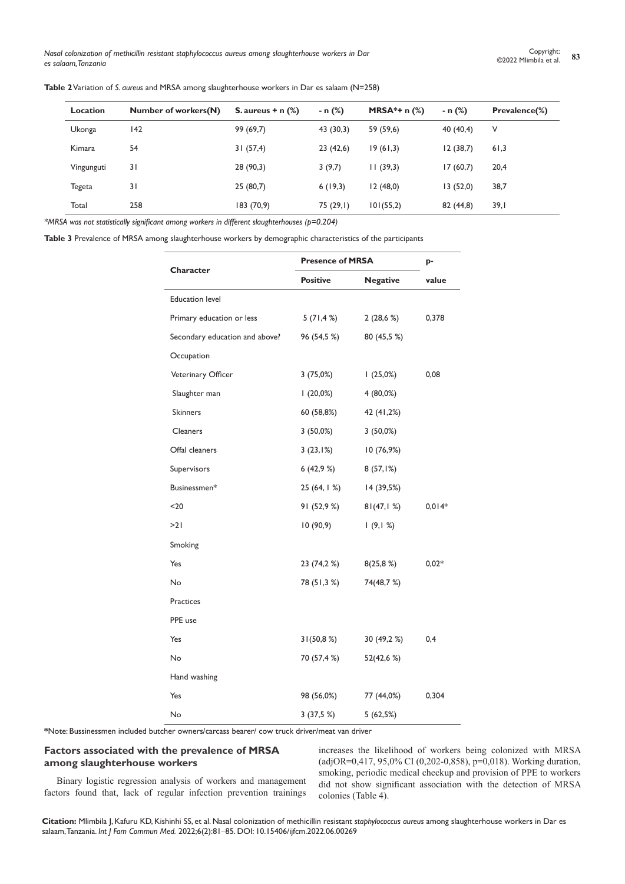**Table 2** Variation of *S. aureus* and MRSA among slaughterhouse workers in Dar es salaam (N=258)

| Location | Number of workers(N) | S. aureus + n (%) | - n (%) | MRSA*+ n (%) | - n (%) | Prevalence(%) |
|---|---|---|---|---|---|---|
| Ukonga | 142 | 99 (69,7) | 43 (30,3) | 59 (59,6) | 40 (40,4) | V |
| Kimara | 54 | 31 (57,4) | 23 (42,6) | 19 (61,3) | 12 (38,7) | 61,3 |
| Vingunguti | 31 | 28 (90,3) | 3 (9,7) | 11 (39,3) | 17 (60,7) | 20,4 |
| Tegeta | 31 | 25 (80,7) | 6 (19,3) | 12 (48,0) | 13 (52,0) | 38,7 |
| Total | 258 | 183 (70,9) | 75 (29,1) | 101(55,2) | 82 (44,8) | 39,1 |

*\*MRSA was not statistically significant among workers in different slaughterhouses (p=0.204)*

**Table 3** Prevalence of MRSA among slaughterhouse workers by demographic characteristics of the participants

| Character | Presence of MRSA | | p- |
|---|---|---|---|
| | Positive | Negative | value |
| Education level | | | |
| Primary education or less | 5 (71,4 %) | 2 (28,6 %) | 0,378 |
| Secondary education and above? | 96 (54,5 %) | 80 (45,5 %) | |
| Occupation | | | |
| Veterinary Officer | 3 (75,0%) | 1 (25,0%) | 0,08 |
| Slaughter man | 1 (20,0%) | 4 (80,0%) | |
| Skinners | 60 (58,8%) | 42 (41,2%) | |
| Cleaners | 3 (50,0%) | 3 (50,0%) | |
| Offal cleaners | 3 (23,1%) | 10 (76,9%) | |
| Supervisors | 6 (42,9 %) | 8 (57,1%) | |
| Businessmen* | 25 (64, 1 %) | 14 (39,5%) | |
| <20 | 91 (52,9 %) | 81(47,1 %) | 0,014* |
| >21 | 10 (90,9) | 1 (9,1 %) | |
| Smoking | | | |
| Yes | 23 (74,2 %) | 8(25,8 %) | 0,02* |
| No | 78 (51,3 %) | 74(48,7 %) | |
| Practices | | | |
| PPE use | | | |
| Yes | 31(50,8 %) | 30 (49,2 %) | 0,4 |
| No | 70 (57,4 %) | 52(42,6 %) | |
| Hand washing | | | |
| Yes | 98 (56,0%) | 77 (44,0%) | 0,304 |
| No | 3 (37,5 %) | 5 (62,5%) | |

**\***Note: Bussinessmen included butcher owners/carcass bearer/ cow truck driver/meat van driver

## Factors associated with the prevalence of MRSA among slaughterhouse workers

Binary logistic regression analysis of workers and management factors found that, lack of regular infection prevention trainings increases the likelihood of workers being colonized with MRSA (adjOR=0,417, 95,0% CI (0,202-0,858), p=0,018). Working duration, smoking, periodic medical checkup and provision of PPE to workers did not show significant association with the detection of MRSA colonies (Table 4).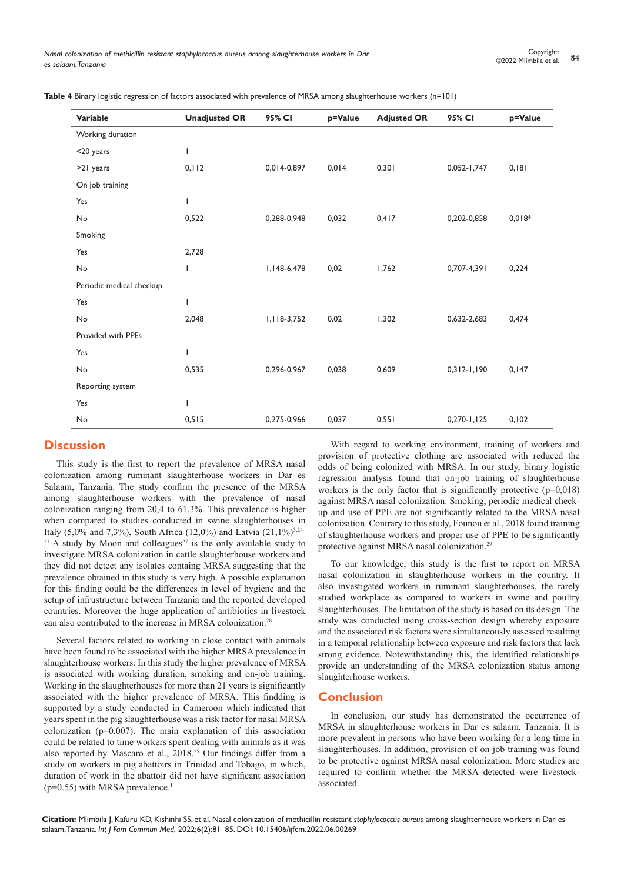**Table 4** Binary logistic regression of factors associated with prevalence of MRSA among slaughterhouse workers (n=101)

| Variable | Unadjusted OR | 95% CI | p=Value | Adjusted OR | 95% CI | p=Value |
|---|---|---|---|---|---|---|
| Working duration | | | | | | |
| <20 years | 1 | | | | | |
| >21 years | 0,112 | 0,014-0,897 | 0,014 | 0,301 | 0,052-1,747 | 0,181 |
| On job training | | | | | | |
| Yes | 1 | | | | | |
| No | 0,522 | 0,288-0,948 | 0,032 | 0,417 | 0,202-0,858 | 0,018* |
| Smoking | | | | | | |
| Yes | 2,728 | | | | | |
| No | 1 | 1,148-6,478 | 0,02 | 1,762 | 0,707-4,391 | 0,224 |
| Periodic medical checkup | | | | | | |
| Yes | 1 | | | | | |
| No | 2,048 | 1,118-3,752 | 0,02 | 1,302 | 0,632-2,683 | 0,474 |
| Provided with PPEs | | | | | | |
| Yes | 1 | | | | | |
| No | 0,535 | 0,296-0,967 | 0,038 | 0,609 | 0,312-1,190 | 0,147 |
| Reporting system | | | | | | |
| Yes | 1 | | | | | |
| No | 0,515 | 0,275-0,966 | 0,037 | 0,551 | 0,270-1,125 | 0,102 |

## Discussion

This study is the first to report the prevalence of MRSA nasal colonization among ruminant slaughterhouse workers in Dar es Salaam, Tanzania. The study confirm the presence of the MRSA among slaughterhouse workers with the prevalence of nasal colonization ranging from 20,4 to 61,3%. This prevalence is higher when compared to studies conducted in swine slaughterhouses in Italy (5,0% and 7,3%), South Africa (12,0%) and Latvia (21,1%)[3,24–27] A study by Moon and colleagues[27] is the only available study to investigate MRSA colonization in cattle slaughterhouse workers and they did not detect any isolates containg MRSA suggesting that the prevalence obtained in this study is very high. A possible explanation for this finding could be the differences in level of hygiene and the setup of infrustructure between Tanzania and the reported developed countries. Moreover the huge application of antibiotics in livestock can also contributed to the increase in MRSA colonization.[28]

Several factors related to working in close contact with animals have been found to be associated with the higher MRSA prevalence in slaughterhouse workers. In this study the higher prevalence of MRSA is associated with working duration, smoking and on-job training. Working in the slaughterhouses for more than 21 years is significantly associated with the higher prevalence of MRSA. This findding is supported by a study conducted in Cameroon which indicated that years spent in the pig slaughterhouse was a risk factor for nasal MRSA colonization (p=0.007). The main explanation of this association could be related to time workers spent dealing with animals as it was also reported by Mascaro et al., 2018.[25] Our findings differ from a study on workers in pig abattoirs in Trinidad and Tobago, in which, duration of work in the abattoir did not have significant association (p=0.55) with MRSA prevalence.[1]

With regard to working environment, training of workers and provision of protective clothing are associated with reduced the odds of being colonized with MRSA. In our study, binary logistic regression analysis found that on-job training of slaughterhouse workers is the only factor that is significantly protective (p=0,018) against MRSA nasal colonization. Smoking, periodic medical check-up and use of PPE are not significantly related to the MRSA nasal colonization. Contrary to this study, Founou et al., 2018 found training of slaughterhouse workers and proper use of PPE to be significantly protective against MRSA nasal colonization.[29]

To our knowledge, this study is the first to report on MRSA nasal colonization in slaughterhouse workers in the country. It also investigated workers in ruminant slaughterhouses, the rarely studied workplace as compared to workers in swine and poultry slaughterhouses. The limitation of the study is based on its design. The study was conducted using cross-section design whereby exposure and the associated risk factors were simultaneously assessed resulting in a temporal relationship between exposure and risk factors that lack strong evidence. Notewithstanding this, the identified relationships provide an understanding of the MRSA colonization status among slaughterhouse workers.

## Conclusion

In conclusion, our study has demonstrated the occurrence of MRSA in slaughterhouse workers in Dar es salaam, Tanzania. It is more prevalent in persons who have been working for a long time in slaughterhouses. In addition, provision of on-job training was found to be protective against MRSA nasal colonization. More studies are required to confirm whether the MRSA detected were livestock-associated.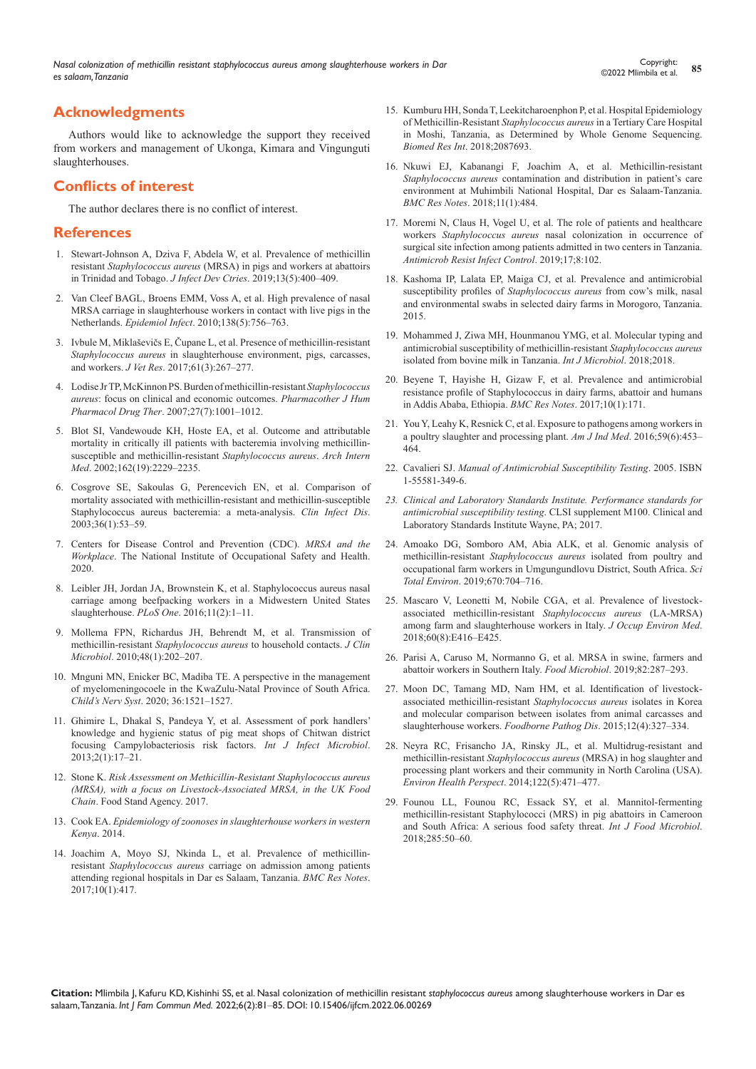## Acknowledgments

Authors would like to acknowledge the support they received from workers and management of Ukonga, Kimara and Vingunguti slaughterhouses.

## Conflicts of interest

The author declares there is no conflict of interest.

## References

1. Stewart-Johnson A, Dziva F, Abdela W, et al. Prevalence of methicillin resistant *Staphylococcus aureus* (MRSA) in pigs and workers at abattoirs in Trinidad and Tobago. *J Infect Dev Ctries*. 2019;13(5):400–409.
2. Van Cleef BAGL, Broens EMM, Voss A, et al. High prevalence of nasal MRSA carriage in slaughterhouse workers in contact with live pigs in the Netherlands. *Epidemiol Infect*. 2010;138(5):756–763.
3. Ivbule M, Miklaševičs E, Čupane L, et al. Presence of methicillin-resistant *Staphylococcus aureus* in slaughterhouse environment, pigs, carcasses, and workers. *J Vet Res*. 2017;61(3):267–277.
4. Lodise Jr TP, McKinnon PS. Burden of methicillin-resistant *Staphylococcus aureus*: focus on clinical and economic outcomes. *Pharmacother J Hum Pharmacol Drug Ther*. 2007;27(7):1001–1012.
5. Blot SI, Vandewoude KH, Hoste EA, et al. Outcome and attributable mortality in critically ill patients with bacteremia involving methicillin-susceptible and methicillin-resistant *Staphylococcus aureus*. *Arch Intern Med*. 2002;162(19):2229–2235.
6. Cosgrove SE, Sakoulas G, Perencevich EN, et al. Comparison of mortality associated with methicillin-resistant and methicillin-susceptible Staphylococcus aureus bacteremia: a meta-analysis. *Clin Infect Dis*. 2003;36(1):53–59.
7. Centers for Disease Control and Prevention (CDC). *MRSA and the Workplace*. The National Institute of Occupational Safety and Health. 2020.
8. Leibler JH, Jordan JA, Brownstein K, et al. Staphylococcus aureus nasal carriage among beefpacking workers in a Midwestern United States slaughterhouse. *PLoS One*. 2016;11(2):1–11.
9. Mollema FPN, Richardus JH, Behrendt M, et al. Transmission of methicillin-resistant *Staphylococcus aureus* to household contacts. *J Clin Microbiol*. 2010;48(1):202–207.
10. Mnguni MN, Enicker BC, Madiba TE. A perspective in the management of myelomeningocoele in the KwaZulu-Natal Province of South Africa. *Child's Nerv Syst*. 2020; 36:1521–1527.
11. Ghimire L, Dhakal S, Pandeya Y, et al. Assessment of pork handlers' knowledge and hygienic status of pig meat shops of Chitwan district focusing Campylobacteriosis risk factors. *Int J Infect Microbiol*. 2013;2(1):17–21.
12. Stone K. *Risk Assessment on Methicillin-Resistant Staphylococcus aureus (MRSA), with a focus on Livestock-Associated MRSA, in the UK Food Chain*. Food Stand Agency. 2017.
13. Cook EA. *Epidemiology of zoonoses in slaughterhouse workers in western Kenya*. 2014.
14. Joachim A, Moyo SJ, Nkinda L, et al. Prevalence of methicillin-resistant *Staphylococcus aureus* carriage on admission among patients attending regional hospitals in Dar es Salaam, Tanzania. *BMC Res Notes*. 2017;10(1):417.
15. Kumburu HH, Sonda T, Leekitcharoenphon P, et al. Hospital Epidemiology of Methicillin-Resistant *Staphylococcus aureus* in a Tertiary Care Hospital in Moshi, Tanzania, as Determined by Whole Genome Sequencing. *Biomed Res Int*. 2018;2087693.
16. Nkuwi EJ, Kabanangi F, Joachim A, et al. Methicillin-resistant *Staphylococcus aureus* contamination and distribution in patient's care environment at Muhimbili National Hospital, Dar es Salaam-Tanzania. *BMC Res Notes*. 2018;11(1):484.
17. Moremi N, Claus H, Vogel U, et al. The role of patients and healthcare workers *Staphylococcus aureus* nasal colonization in occurrence of surgical site infection among patients admitted in two centers in Tanzania. *Antimicrob Resist Infect Control*. 2019;17;8:102.
18. Kashoma IP, Lalata EP, Maiga CJ, et al. Prevalence and antimicrobial susceptibility profiles of *Staphylococcus aureus* from cow's milk, nasal and environmental swabs in selected dairy farms in Morogoro, Tanzania. 2015.
19. Mohammed J, Ziwa MH, Hounmanou YMG, et al. Molecular typing and antimicrobial susceptibility of methicillin-resistant *Staphylococcus aureus* isolated from bovine milk in Tanzania. *Int J Microbiol*. 2018;2018.
20. Beyene T, Hayishe H, Gizaw F, et al. Prevalence and antimicrobial resistance profile of Staphylococcus in dairy farms, abattoir and humans in Addis Ababa, Ethiopia. *BMC Res Notes*. 2017;10(1):171.
21. You Y, Leahy K, Resnick C, et al. Exposure to pathogens among workers in a poultry slaughter and processing plant. *Am J Ind Med*. 2016;59(6):453–464.
22. Cavalieri SJ. *Manual of Antimicrobial Susceptibility Testing*. 2005. ISBN 1-55581-349-6.
23. *Clinical and Laboratory Standards Institute. Performance standards for antimicrobial susceptibility testing*. CLSI supplement M100. Clinical and Laboratory Standards Institute Wayne, PA; 2017.
24. Amoako DG, Somboro AM, Abia ALK, et al. Genomic analysis of methicillin-resistant *Staphylococcus aureus* isolated from poultry and occupational farm workers in Umgungundlovu District, South Africa. *Sci Total Environ*. 2019;670:704–716.
25. Mascaro V, Leonetti M, Nobile CGA, et al. Prevalence of livestock-associated methicillin-resistant *Staphylococcus aureus* (LA-MRSA) among farm and slaughterhouse workers in Italy. *J Occup Environ Med*. 2018;60(8):E416–E425.
26. Parisi A, Caruso M, Normanno G, et al. MRSA in swine, farmers and abattoir workers in Southern Italy. *Food Microbiol*. 2019;82:287–293.
27. Moon DC, Tamang MD, Nam HM, et al. Identification of livestock-associated methicillin-resistant *Staphylococcus aureus* isolates in Korea and molecular comparison between isolates from animal carcasses and slaughterhouse workers. *Foodborne Pathog Dis*. 2015;12(4):327–334.
28. Neyra RC, Frisancho JA, Rinsky JL, et al. Multidrug-resistant and methicillin-resistant *Staphylococcus aureus* (MRSA) in hog slaughter and processing plant workers and their community in North Carolina (USA). *Environ Health Perspect*. 2014;122(5):471–477.
29. Founou LL, Founou RC, Essack SY, et al. Mannitol-fermenting methicillin-resistant Staphylococci (MRS) in pig abattoirs in Cameroon and South Africa: A serious food safety threat. *Int J Food Microbiol*. 2018;285:50–60.